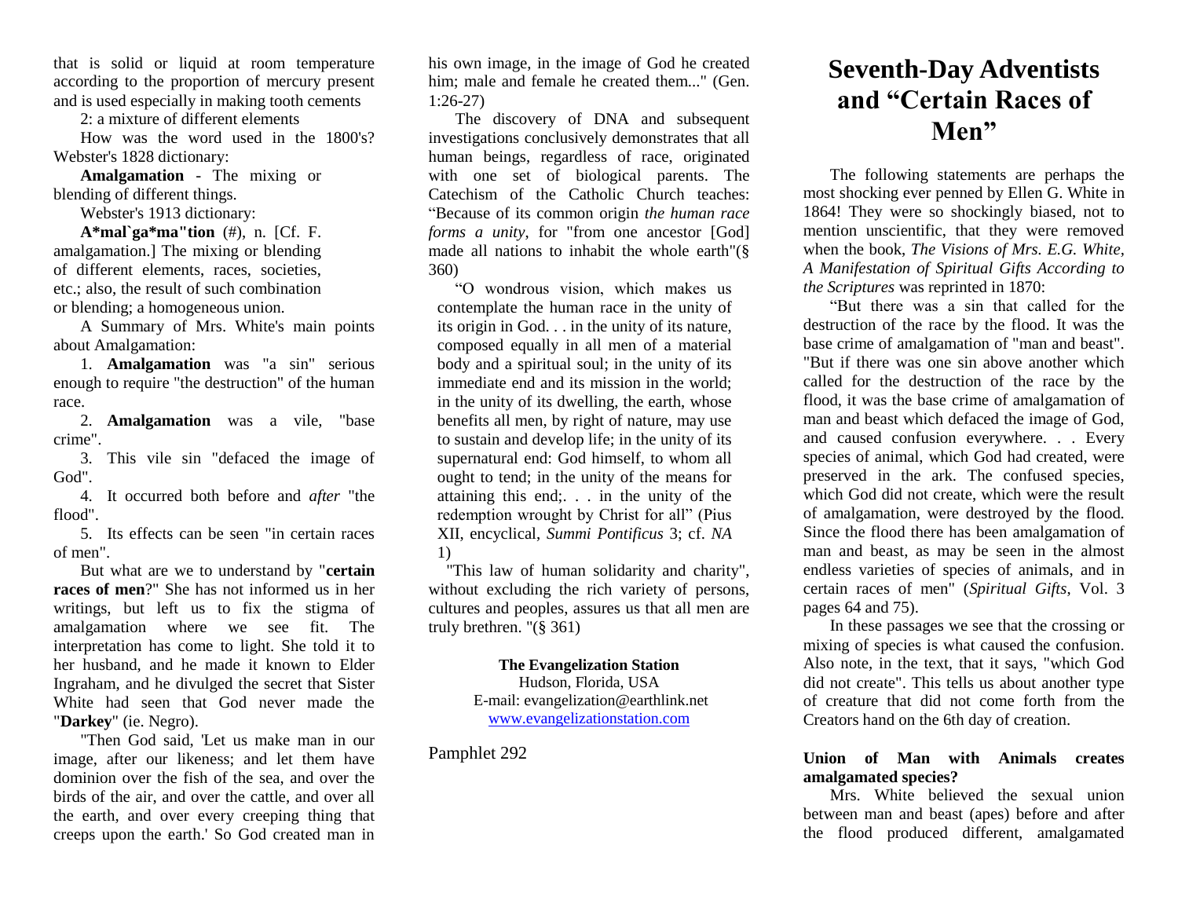that is solid or liquid at room temperature according to the proportion of mercury present and is used especially in making tooth cements

2: a mixture of different elements

How was the word used in the 1800's? Webster's 1828 dictionary:

**Amalgamation** - The mixing or blending of different things.

Webster's 1913 dictionary:

**A*mal`ga*ma"tion** (#), n. [Cf. F. amalgamation.] The mixing or blending of different elements, races, societies, etc.; also, the result of such combination or blending; a homogeneous union.

A Summary of Mrs. White's main points about Amalgamation:

1. **Amalgamation** was "a sin" serious enough to require "the destruction" of the human race.

2. **Amalgamation** was a vile, "base crime".

3. This vile sin "defaced the image of God".

4. It occurred both before and *after* "the flood".

5. Its effects can be seen "in certain races of men".

But what are we to understand by "**certain races of men**?" She has not informed us in her writings, but left us to fix the stigma of amalgamation where we see fit. The interpretation has come to light. She told it to her husband, and he made it known to Elder Ingraham, and he divulged the secret that Sister White had seen that God never made the "**Darkey**" (ie. Negro).

"Then God said, 'Let us make man in our image, after our likeness; and let them have dominion over the fish of the sea, and over the birds of the air, and over the cattle, and over all the earth, and over every creeping thing that creeps upon the earth.' So God created man in his own image, in the image of God he created him; male and female he created them..." (Gen. 1:26-27)

The discovery of DNA and subsequent investigations conclusively demonstrates that all human beings, regardless of race, originated with one set of biological parents. The Catechism of the Catholic Church teaches: "Because of its common origin *the human race forms a unity*, for "from one ancestor [God] made all nations to inhabit the whole earth"(§ 360)

> "O wondrous vision, which makes us contemplate the human race in the unity of its origin in God. . . in the unity of its nature, composed equally in all men of a material body and a spiritual soul; in the unity of its immediate end and its mission in the world; in the unity of its dwelling, the earth, whose benefits all men, by right of nature, may use to sustain and develop life; in the unity of its supernatural end: God himself, to whom all ought to tend; in the unity of the means for attaining this end;. . . in the unity of the redemption wrought by Christ for all" (Pius XII, encyclical, *Summi Pontificus* 3; cf. *NA* 1)

"This law of human solidarity and charity", without excluding the rich variety of persons, cultures and peoples, assures us that all men are truly brethren. "(§ 361)

**The Evangelization Station**
Hudson, Florida, USA
E-mail: evangelization@earthlink.net
www.evangelizationstation.com

Pamphlet 292

# Seventh-Day Adventists and "Certain Races of Men"

The following statements are perhaps the most shocking ever penned by Ellen G. White in 1864! They were so shockingly biased, not to mention unscientific, that they were removed when the book, *The Visions of Mrs. E.G. White, A Manifestation of Spiritual Gifts According to the Scriptures* was reprinted in 1870:

"But there was a sin that called for the destruction of the race by the flood. It was the base crime of amalgamation of "man and beast". "But if there was one sin above another which called for the destruction of the race by the flood, it was the base crime of amalgamation of man and beast which defaced the image of God, and caused confusion everywhere. . . Every species of animal, which God had created, were preserved in the ark. The confused species, which God did not create, which were the result of amalgamation, were destroyed by the flood. Since the flood there has been amalgamation of man and beast, as may be seen in the almost endless varieties of species of animals, and in certain races of men" (*Spiritual Gifts*, Vol. 3 pages 64 and 75).

In these passages we see that the crossing or mixing of species is what caused the confusion. Also note, in the text, that it says, "which God did not create". This tells us about another type of creature that did not come forth from the Creators hand on the 6th day of creation.

**Union of Man with Animals creates amalgamated species?**

Mrs. White believed the sexual union between man and beast (apes) before and after the flood produced different, amalgamated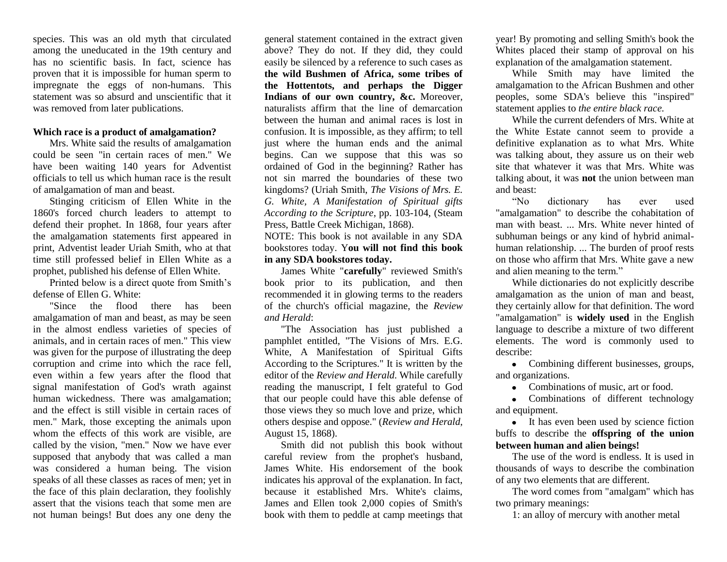species. This was an old myth that circulated among the uneducated in the 19th century and has no scientific basis. In fact, science has proven that it is impossible for human sperm to impregnate the eggs of non-humans. This statement was so absurd and unscientific that it was removed from later publications.

**Which race is a product of amalgamation?**

Mrs. White said the results of amalgamation could be seen "in certain races of men." We have been waiting 140 years for Adventist officials to tell us which human race is the result of amalgamation of man and beast.

Stinging criticism of Ellen White in the 1860's forced church leaders to attempt to defend their prophet. In 1868, four years after the amalgamation statements first appeared in print, Adventist leader Uriah Smith, who at that time still professed belief in Ellen White as a prophet, published his defense of Ellen White.

Printed below is a direct quote from Smith's defense of Ellen G. White:

"Since the flood there has been amalgamation of man and beast, as may be seen in the almost endless varieties of species of animals, and in certain races of men." This view was given for the purpose of illustrating the deep corruption and crime into which the race fell, even within a few years after the flood that signal manifestation of God's wrath against human wickedness. There was amalgamation; and the effect is still visible in certain races of men." Mark, those excepting the animals upon whom the effects of this work are visible, are called by the vision, "men." Now we have ever supposed that anybody that was called a man was considered a human being. The vision speaks of all these classes as races of men; yet in the face of this plain declaration, they foolishly assert that the visions teach that some men are not human beings! But does any one deny the general statement contained in the extract given above? They do not. If they did, they could easily be silenced by a reference to such cases as **the wild Bushmen of Africa, some tribes of the Hottentots, and perhaps the Digger Indians of our own country, &c.** Moreover, naturalists affirm that the line of demarcation between the human and animal races is lost in confusion. It is impossible, as they affirm; to tell just where the human ends and the animal begins. Can we suppose that this was so ordained of God in the beginning? Rather has not sin marred the boundaries of these two kingdoms? (Uriah Smith, *The Visions of Mrs. E. G. White, A Manifestation of Spiritual gifts According to the Scripture*, pp. 103-104, (Steam Press, Battle Creek Michigan, 1868).

NOTE: This book is not available in any SDA bookstores today. Y**ou will not find this book in any SDA bookstores today.**

James White "**carefully**" reviewed Smith's book prior to its publication, and then recommended it in glowing terms to the readers of the church's official magazine, the *Review and Herald*:

"The Association has just published a pamphlet entitled, "The Visions of Mrs. E.G. White, A Manifestation of Spiritual Gifts According to the Scriptures." It is written by the editor of the *Review and Herald.* While carefully reading the manuscript, I felt grateful to God that our people could have this able defense of those views they so much love and prize, which others despise and oppose." (*Review and Herald*, August 15, 1868).

Smith did not publish this book without careful review from the prophet's husband, James White. His endorsement of the book indicates his approval of the explanation. In fact, because it established Mrs. White's claims, James and Ellen took 2,000 copies of Smith's book with them to peddle at camp meetings that year! By promoting and selling Smith's book the Whites placed their stamp of approval on his explanation of the amalgamation statement.

While Smith may have limited the amalgamation to the African Bushmen and other peoples, some SDA's believe this "inspired" statement applies to *the entire black race.*

While the current defenders of Mrs. White at the White Estate cannot seem to provide a definitive explanation as to what Mrs. White was talking about, they assure us on their web site that whatever it was that Mrs. White was talking about, it was **not** the union between man and beast:

"No dictionary has ever used "amalgamation" to describe the cohabitation of man with beast. ... Mrs. White never hinted of subhuman beings or any kind of hybrid animal-human relationship. ... The burden of proof rests on those who affirm that Mrs. White gave a new and alien meaning to the term."

While dictionaries do not explicitly describe amalgamation as the union of man and beast, they certainly allow for that definition. The word "amalgamation" is **widely used** in the English language to describe a mixture of two different elements. The word is commonly used to describe:

- Combining different businesses, groups, and organizations.
- Combinations of music, art or food.
- Combinations of different technology and equipment.
- It has even been used by science fiction buffs to describe the **offspring of the union between human and alien beings!**

The use of the word is endless. It is used in thousands of ways to describe the combination of any two elements that are different.

The word comes from "amalgam" which has two primary meanings:

1: an alloy of mercury with another metal